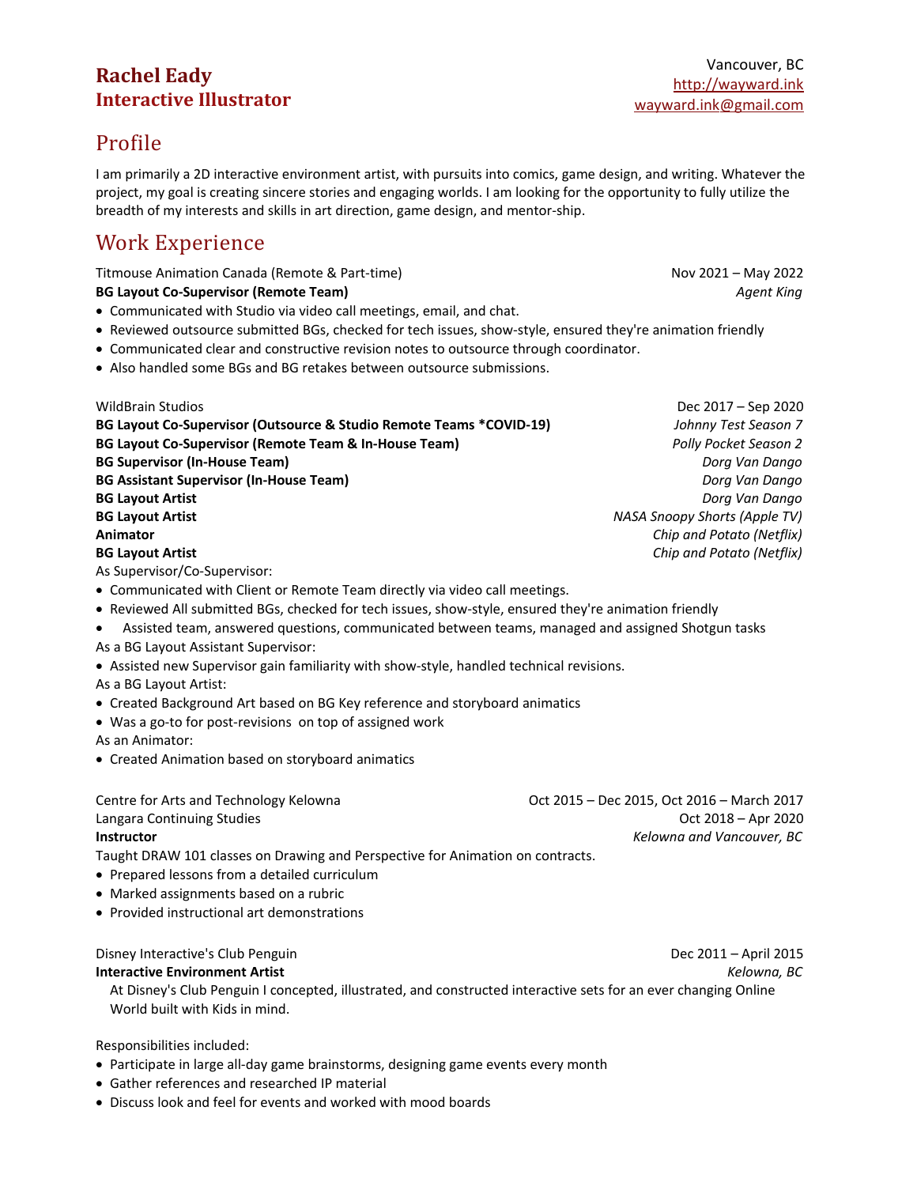# Rachel Eady
## Interactive Illustrator

Vancouver, BC
[http://wayward.ink](http://wayward.ink)
[wayward.ink@gmail.com](mailto:wayward.ink@gmail.com)

## Profile

I am primarily a 2D interactive environment artist, with pursuits into comics, game design, and writing. Whatever the project, my goal is creating sincere stories and engaging worlds. I am looking for the opportunity to fully utilize the breadth of my interests and skills in art direction, game design, and mentor-ship.

## Work Experience

Titmouse Animation Canada (Remote & Part-time) — Nov 2021 – May 2022
**BG Layout Co-Supervisor (Remote Team)** — *Agent King*

- Communicated with Studio via video call meetings, email, and chat.
- Reviewed outsource submitted BGs, checked for tech issues, show-style, ensured they're animation friendly
- Communicated clear and constructive revision notes to outsource through coordinator.
- Also handled some BGs and BG retakes between outsource submissions.

WildBrain Studios — Dec 2017 – Sep 2020
**BG Layout Co-Supervisor (Outsource & Studio Remote Teams *COVID-19)** — *Johnny Test Season 7*
**BG Layout Co-Supervisor (Remote Team & In-House Team)** — *Polly Pocket Season 2*
**BG Supervisor (In-House Team)** — *Dorg Van Dango*
**BG Assistant Supervisor (In-House Team)** — *Dorg Van Dango*
**BG Layout Artist** — *Dorg Van Dango*
**BG Layout Artist** — *NASA Snoopy Shorts (Apple TV)*
**Animator** — *Chip and Potato (Netflix)*
**BG Layout Artist** — *Chip and Potato (Netflix)*

As Supervisor/Co-Supervisor:

- Communicated with Client or Remote Team directly via video call meetings.
- Reviewed All submitted BGs, checked for tech issues, show-style, ensured they're animation friendly
- Assisted team, answered questions, communicated between teams, managed and assigned Shotgun tasks

As a BG Layout Assistant Supervisor:

- Assisted new Supervisor gain familiarity with show-style, handled technical revisions.

As a BG Layout Artist:

- Created Background Art based on BG Key reference and storyboard animatics
- Was a go-to for post-revisions on top of assigned work

As an Animator:

- Created Animation based on storyboard animatics

Centre for Arts and Technology Kelowna — Oct 2015 – Dec 2015, Oct 2016 – March 2017
Langara Continuing Studies — Oct 2018 – Apr 2020
**Instructor** — *Kelowna and Vancouver, BC*

Taught DRAW 101 classes on Drawing and Perspective for Animation on contracts.

- Prepared lessons from a detailed curriculum
- Marked assignments based on a rubric
- Provided instructional art demonstrations

Disney Interactive's Club Penguin — Dec 2011 – April 2015
**Interactive Environment Artist** — *Kelowna, BC*

At Disney's Club Penguin I concepted, illustrated, and constructed interactive sets for an ever changing Online World built with Kids in mind.

Responsibilities included:

- Participate in large all-day game brainstorms, designing game events every month
- Gather references and researched IP material
- Discuss look and feel for events and worked with mood boards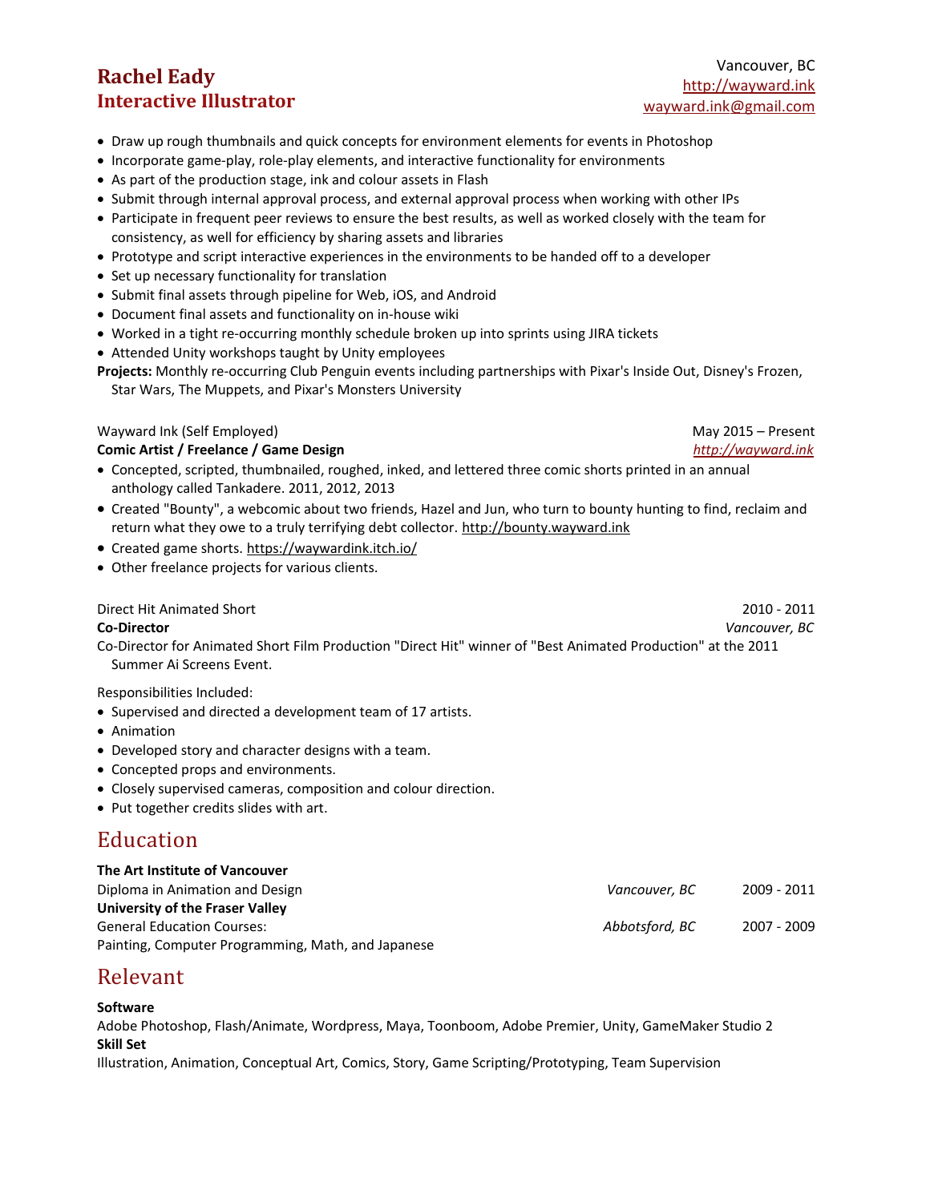# Rachel Eady
## Interactive Illustrator

Vancouver, BC
http://wayward.ink
wayward.ink@gmail.com

- Draw up rough thumbnails and quick concepts for environment elements for events in Photoshop
- Incorporate game-play, role-play elements, and interactive functionality for environments
- As part of the production stage, ink and colour assets in Flash
- Submit through internal approval process, and external approval process when working with other IPs
- Participate in frequent peer reviews to ensure the best results, as well as worked closely with the team for consistency, as well for efficiency by sharing assets and libraries
- Prototype and script interactive experiences in the environments to be handed off to a developer
- Set up necessary functionality for translation
- Submit final assets through pipeline for Web, iOS, and Android
- Document final assets and functionality on in-house wiki
- Worked in a tight re-occurring monthly schedule broken up into sprints using JIRA tickets
- Attended Unity workshops taught by Unity employees

**Projects:** Monthly re-occurring Club Penguin events including partnerships with Pixar's Inside Out, Disney's Frozen, Star Wars, The Muppets, and Pixar's Monsters University

Wayward Ink (Self Employed) — May 2015 – Present
**Comic Artist / Freelance / Game Design** — *http://wayward.ink*

- Concepted, scripted, thumbnailed, roughed, inked, and lettered three comic shorts printed in an annual anthology called Tankadere. 2011, 2012, 2013
- Created "Bounty", a webcomic about two friends, Hazel and Jun, who turn to bounty hunting to find, reclaim and return what they owe to a truly terrifying debt collector. http://bounty.wayward.ink
- Created game shorts. https://waywardink.itch.io/
- Other freelance projects for various clients.

Direct Hit Animated Short — 2010 - 2011
**Co-Director** — *Vancouver, BC*

Co-Director for Animated Short Film Production "Direct Hit" winner of "Best Animated Production" at the 2011 Summer Ai Screens Event.

Responsibilities Included:

- Supervised and directed a development team of 17 artists.
- Animation
- Developed story and character designs with a team.
- Concepted props and environments.
- Closely supervised cameras, composition and colour direction.
- Put together credits slides with art.

## Education

**The Art Institute of Vancouver**
Diploma in Animation and Design — *Vancouver, BC* — 2009 - 2011
**University of the Fraser Valley**
General Education Courses: — *Abbotsford, BC* — 2007 - 2009
Painting, Computer Programming, Math, and Japanese

## Relevant

**Software**
Adobe Photoshop, Flash/Animate, Wordpress, Maya, Toonboom, Adobe Premier, Unity, GameMaker Studio 2
**Skill Set**
Illustration, Animation, Conceptual Art, Comics, Story, Game Scripting/Prototyping, Team Supervision